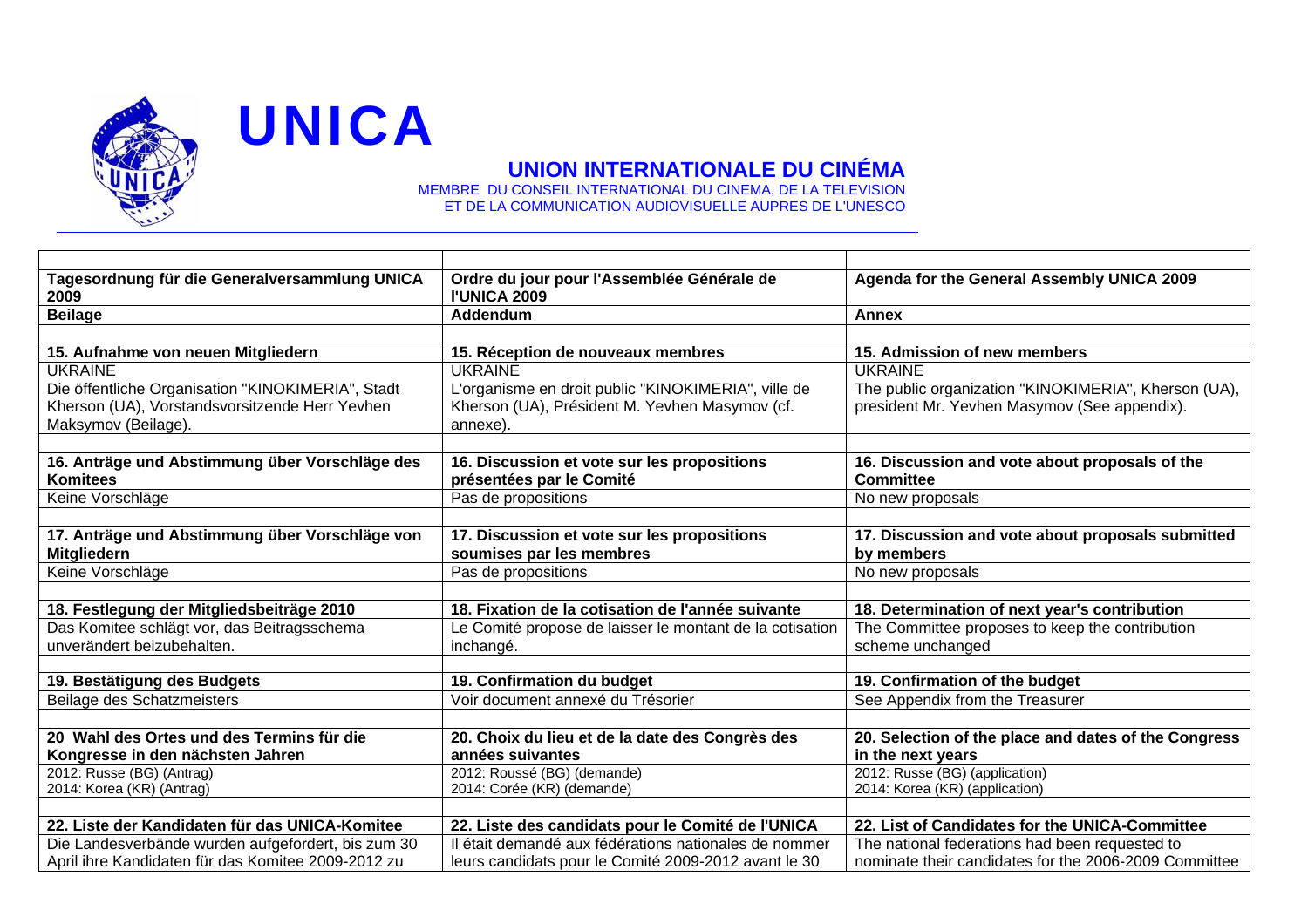# UNICA

## UNION INTERNATIONALE DU CINÉMA

MEMBRE DU CONSEIL INTERNATIONAL DU CINEMA, DE LA TELEVISION ET DE LA COMMUNICATION AUDIOVISUELLE AUPRES DE L'UNESCO

| | | |
|---|---|---|
| **Tagesordnung für die Generalversammlung UNICA 2009** | **Ordre du jour pour l'Assemblée Générale de l'UNICA 2009** | **Agenda for the General Assembly UNICA 2009** |
| **Beilage** | **Addendum** | **Annex** |
| | | |
| **15. Aufnahme von neuen Mitgliedern** | **15. Réception de nouveaux membres** | **15. Admission of new members** |
| UKRAINE<br>Die öffentliche Organisation "KINOKIMERIA", Stadt Kherson (UA), Vorstandsvorsitzende Herr Yevhen Maksymov (Beilage). | UKRAINE<br>L'organisme en droit public "KINOKIMERIA", ville de Kherson (UA), Président M. Yevhen Masymov (cf. annexe). | UKRAINE<br>The public organization "KINOKIMERIA", Kherson (UA), president Mr. Yevhen Masymov (See appendix). |
| | | |
| **16. Anträge und Abstimmung über Vorschläge des Komitees** | **16. Discussion et vote sur les propositions présentées par le Comité** | **16. Discussion and vote about proposals of the Committee** |
| Keine Vorschläge | Pas de propositions | No new proposals |
| | | |
| **17. Anträge und Abstimmung über Vorschläge von Mitgliedern** | **17. Discussion et vote sur les propositions soumises par les membres** | **17. Discussion and vote about proposals submitted by members** |
| Keine Vorschläge | Pas de propositions | No new proposals |
| | | |
| **18. Festlegung der Mitgliedsbeiträge 2010** | **18. Fixation de la cotisation de l'année suivante** | **18. Determination of next year's contribution** |
| Das Komitee schlägt vor, das Beitragsschema unverändert beizubehalten. | Le Comité propose de laisser le montant de la cotisation inchangé. | The Committee proposes to keep the contribution scheme unchanged |
| | | |
| **19. Bestätigung des Budgets** | **19. Confirmation du budget** | **19. Confirmation of the budget** |
| Beilage des Schatzmeisters | Voir document annexé du Trésorier | See Appendix from the Treasurer |
| | | |
| **20 Wahl des Ortes und des Termins für die Kongresse in den nächsten Jahren** | **20. Choix du lieu et de la date des Congrès des années suivantes** | **20. Selection of the place and dates of the Congress in the next years** |
| 2012: Russe (BG) (Antrag)<br>2014: Korea (KR) (Antrag) | 2012: Roussé (BG) (demande)<br>2014: Corée (KR) (demande) | 2012: Russe (BG) (application)<br>2014: Korea (KR) (application) |
| | | |
| **22. Liste der Kandidaten für das UNICA-Komitee** | **22. Liste des candidats pour le Comité de l'UNICA** | **22. List of Candidates for the UNICA-Committee** |
| Die Landesverbände wurden aufgefordert, bis zum 30 April ihre Kandidaten für das Komitee 2009-2012 zu | Il était demandé aux fédérations nationales de nommer leurs candidats pour le Comité 2009-2012 avant le 30 | The national federations had been requested to nominate their candidates for the 2006-2009 Committee |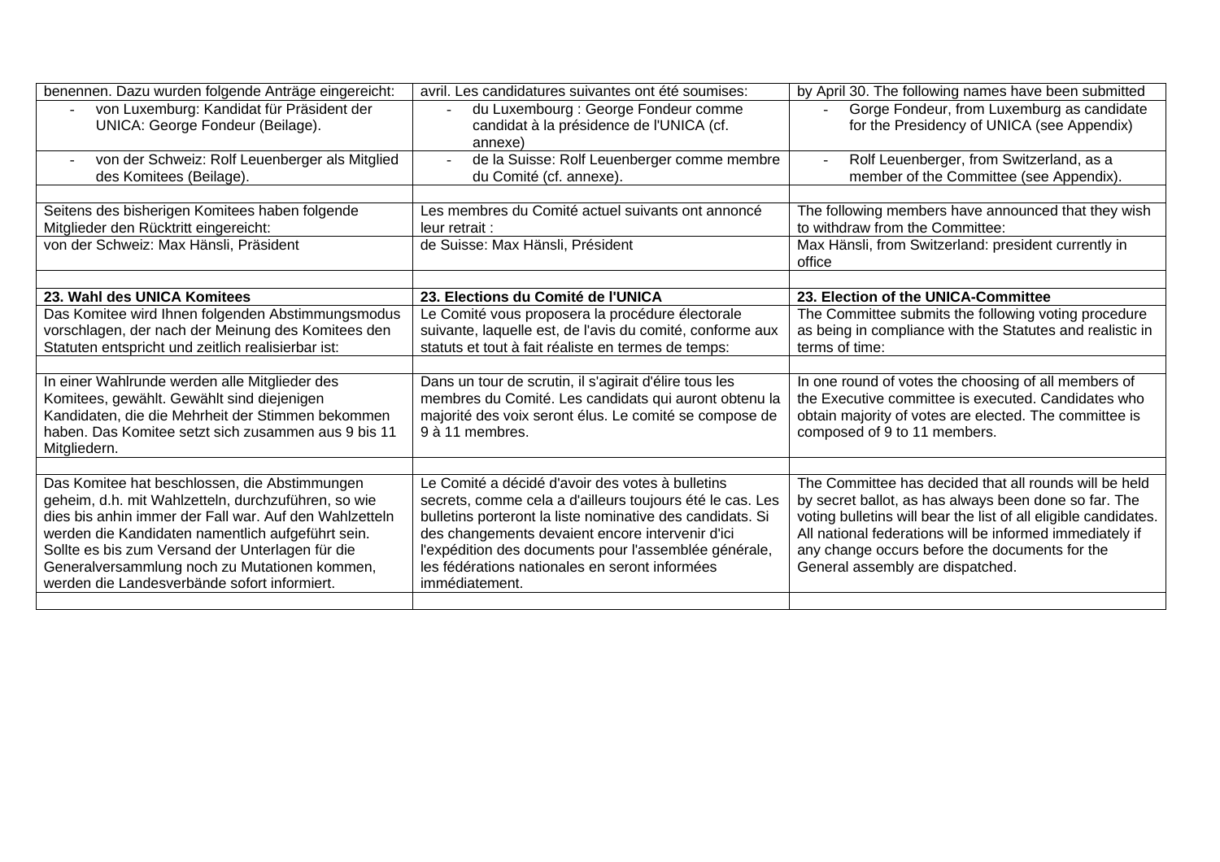| | | |
|---|---|---|
| benennen. Dazu wurden folgende Anträge eingereicht: | avril. Les candidatures suivantes ont été soumises: | by April 30. The following names have been submitted |
| - von Luxemburg: Kandidat für Präsident der UNICA: George Fondeur (Beilage). | - du Luxembourg : George Fondeur comme candidat à la présidence de l'UNICA (cf. annexe) | - Gorge Fondeur, from Luxemburg as candidate for the Presidency of UNICA (see Appendix) |
| - von der Schweiz: Rolf Leuenberger als Mitglied des Komitees (Beilage). | - de la Suisse: Rolf Leuenberger comme membre du Comité (cf. annexe). | - Rolf Leuenberger, from Switzerland, as a member of the Committee (see Appendix). |
| | | |
| Seitens des bisherigen Komitees haben folgende Mitglieder den Rücktritt eingereicht: | Les membres du Comité actuel suivants ont annoncé leur retrait : | The following members have announced that they wish to withdraw from the Committee: |
| von der Schweiz: Max Hänsli, Präsident | de Suisse: Max Hänsli, Président | Max Hänsli, from Switzerland: president currently in office |
| | | |
| **23. Wahl des UNICA Komitees** | **23. Elections du Comité de l'UNICA** | **23. Election of the UNICA-Committee** |
| Das Komitee wird Ihnen folgenden Abstimmungsmodus vorschlagen, der nach der Meinung des Komitees den Statuten entspricht und zeitlich realisierbar ist: | Le Comité vous proposera la procédure électorale suivante, laquelle est, de l'avis du comité, conforme aux statuts et tout à fait réaliste en termes de temps: | The Committee submits the following voting procedure as being in compliance with the Statutes and realistic in terms of time: |
| | | |
| In einer Wahlrunde werden alle Mitglieder des Komitees, gewählt. Gewählt sind diejenigen Kandidaten, die die Mehrheit der Stimmen bekommen haben. Das Komitee setzt sich zusammen aus 9 bis 11 Mitgliedern. | Dans un tour de scrutin, il s'agirait d'élire tous les membres du Comité. Les candidats qui auront obtenu la majorité des voix seront élus. Le comité se compose de 9 à 11 membres. | In one round of votes the choosing of all members of the Executive committee is executed. Candidates who obtain majority of votes are elected. The committee is composed of 9 to 11 members. |
| | | |
| Das Komitee hat beschlossen, die Abstimmungen geheim, d.h. mit Wahlzetteln, durchzuführen, so wie dies bis anhin immer der Fall war. Auf den Wahlzetteln werden die Kandidaten namentlich aufgeführt sein. Sollte es bis zum Versand der Unterlagen für die Generalversammlung noch zu Mutationen kommen, werden die Landesverbände sofort informiert. | Le Comité a décidé d'avoir des votes à bulletins secrets, comme cela a d'ailleurs toujours été le cas. Les bulletins porteront la liste nominative des candidats. Si des changements devaient encore intervenir d'ici l'expédition des documents pour l'assemblée générale, les fédérations nationales en seront informées immédiatement. | The Committee has decided that all rounds will be held by secret ballot, as has always been done so far. The voting bulletins will bear the list of all eligible candidates. All national federations will be informed immediately if any change occurs before the documents for the General assembly are dispatched. |
| | | |